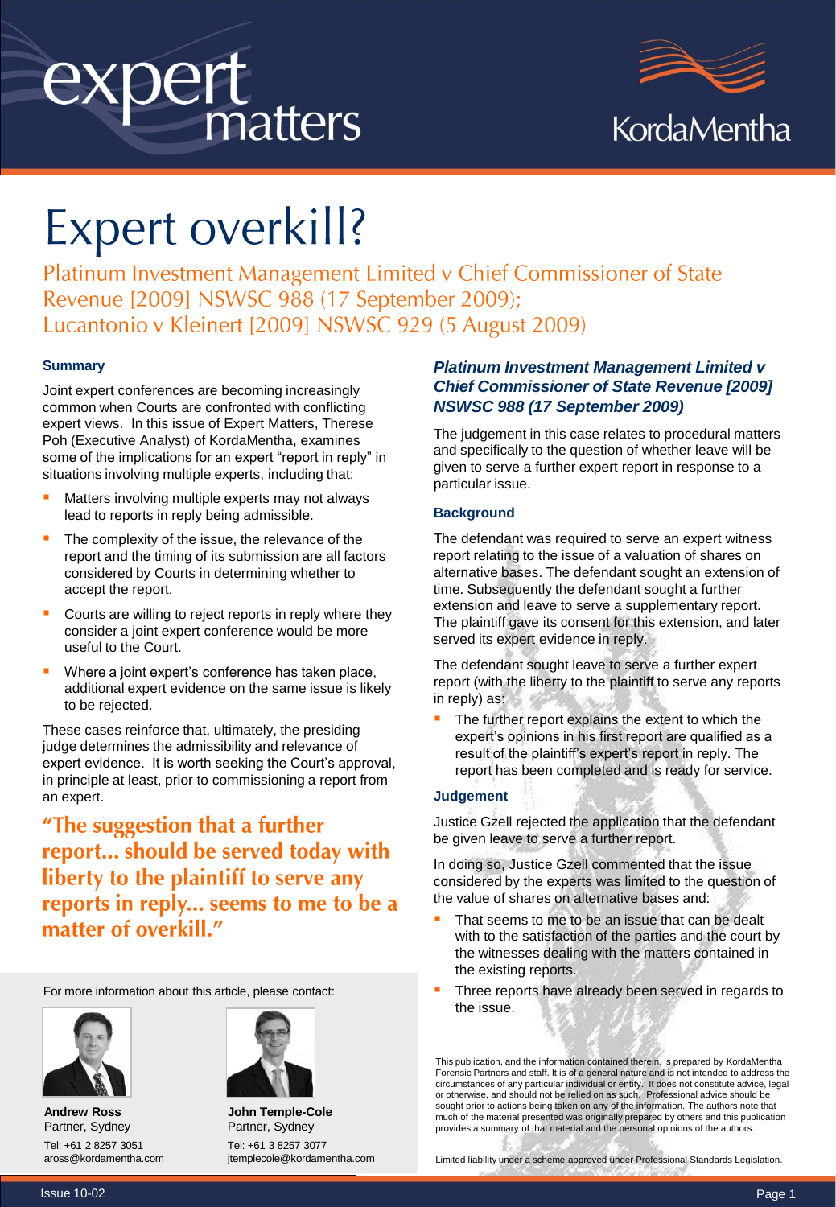# expert matters

KordaMentha

# Expert overkill?

## Platinum Investment Management Limited v Chief Commissioner of State Revenue [2009] NSWSC 988 (17 September 2009); Lucantonio v Kleinert [2009] NSWSC 929 (5 August 2009)

### Summary

Joint expert conferences are becoming increasingly common when Courts are confronted with conflicting expert views. In this issue of Expert Matters, Therese Poh (Executive Analyst) of KordaMentha, examines some of the implications for an expert "report in reply" in situations involving multiple experts, including that:

- Matters involving multiple experts may not always lead to reports in reply being admissible.
- The complexity of the issue, the relevance of the report and the timing of its submission are all factors considered by Courts in determining whether to accept the report.
- Courts are willing to reject reports in reply where they consider a joint expert conference would be more useful to the Court.
- Where a joint expert's conference has taken place, additional expert evidence on the same issue is likely to be rejected.

These cases reinforce that, ultimately, the presiding judge determines the admissibility and relevance of expert evidence. It is worth seeking the Court's approval, in principle at least, prior to commissioning a report from an expert.

**"The suggestion that a further report... should be served today with liberty to the plaintiff to serve any reports in reply... seems to me to be a matter of overkill."**

For more information about this article, please contact:

**Andrew Ross**
Partner, Sydney
Tel: +61 2 8257 3051
aross@kordamentha.com

**John Temple-Cole**
Partner, Sydney
Tel: +61 3 8257 3077
jtemplecole@kordamentha.com

### *Platinum Investment Management Limited v Chief Commissioner of State Revenue [2009] NSWSC 988 (17 September 2009)*

The judgement in this case relates to procedural matters and specifically to the question of whether leave will be given to serve a further expert report in response to a particular issue.

#### Background

The defendant was required to serve an expert witness report relating to the issue of a valuation of shares on alternative bases. The defendant sought an extension of time. Subsequently the defendant sought a further extension and leave to serve a supplementary report. The plaintiff gave its consent for this extension, and later served its expert evidence in reply.

The defendant sought leave to serve a further expert report (with the liberty to the plaintiff to serve any reports in reply) as:

- The further report explains the extent to which the expert's opinions in his first report are qualified as a result of the plaintiff's expert's report in reply. The report has been completed and is ready for service.

#### Judgement

Justice Gzell rejected the application that the defendant be given leave to serve a further report.

In doing so, Justice Gzell commented that the issue considered by the experts was limited to the question of the value of shares on alternative bases and:

- That seems to me to be an issue that can be dealt with to the satisfaction of the parties and the court by the witnesses dealing with the matters contained in the existing reports.
- Three reports have already been served in regards to the issue.

This publication, and the information contained therein, is prepared by KordaMentha Forensic Partners and staff. It is of a general nature and is not intended to address the circumstances of any particular individual or entity. It does not constitute advice, legal or otherwise, and should not be relied on as such. Professional advice should be sought prior to actions being taken on any of the information. The authors note that much of the material presented was originally prepared by others and this publication provides a summary of that material and the personal opinions of the authors.

Limited liability under a scheme approved under Professional Standards Legislation.

Issue 10-02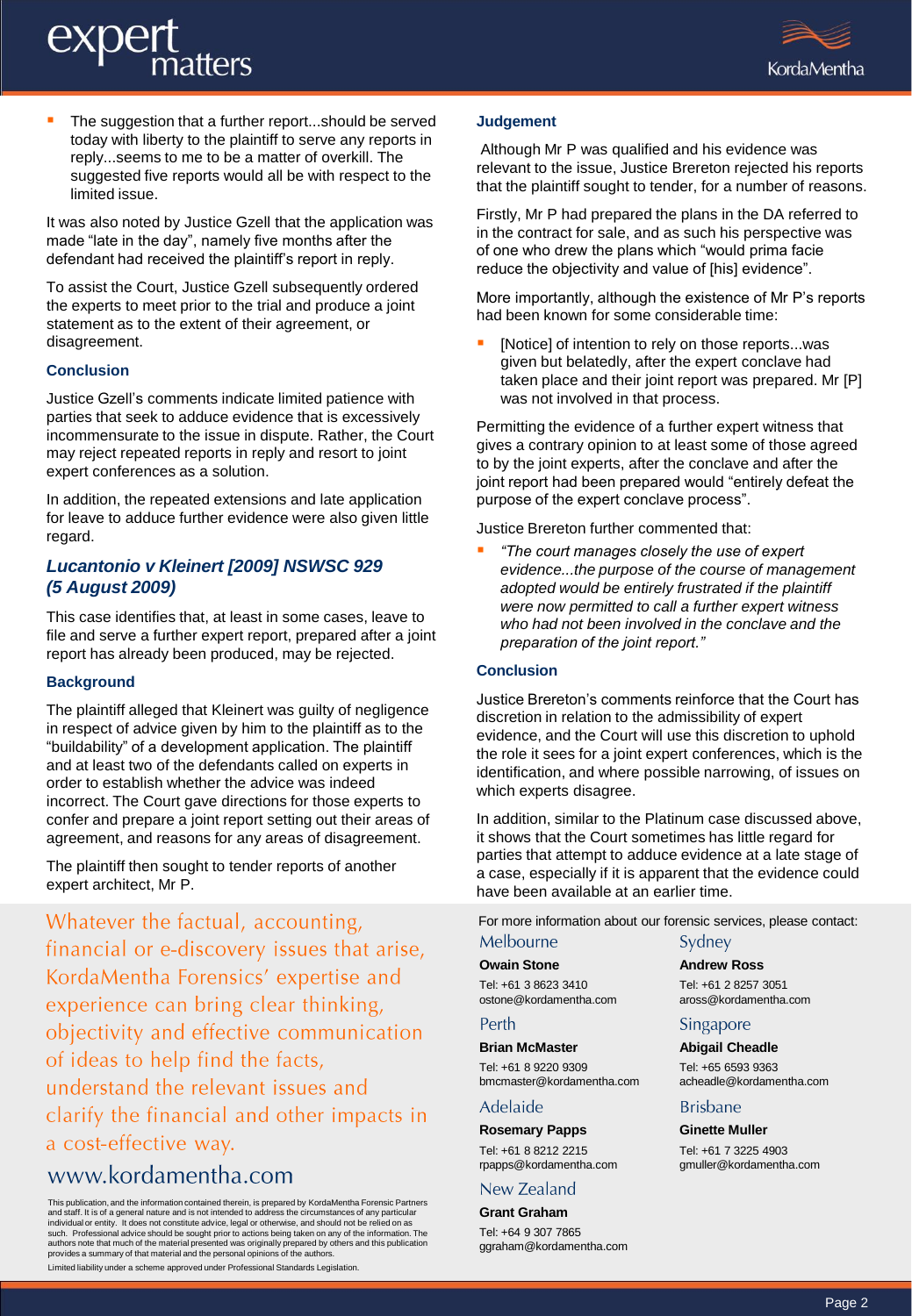- The suggestion that a further report...should be served today with liberty to the plaintiff to serve any reports in reply...seems to me to be a matter of overkill. The suggested five reports would all be with respect to the limited issue.

It was also noted by Justice Gzell that the application was made "late in the day", namely five months after the defendant had received the plaintiff's report in reply.

To assist the Court, Justice Gzell subsequently ordered the experts to meet prior to the trial and produce a joint statement as to the extent of their agreement, or disagreement.

### Conclusion

Justice Gzell's comments indicate limited patience with parties that seek to adduce evidence that is excessively incommensurate to the issue in dispute. Rather, the Court may reject repeated reports in reply and resort to joint expert conferences as a solution.

In addition, the repeated extensions and late application for leave to adduce further evidence were also given little regard.

## *Lucantonio v Kleinert [2009] NSWSC 929 (5 August 2009)*

This case identifies that, at least in some cases, leave to file and serve a further expert report, prepared after a joint report has already been produced, may be rejected.

### Background

The plaintiff alleged that Kleinert was guilty of negligence in respect of advice given by him to the plaintiff as to the "buildability" of a development application. The plaintiff and at least two of the defendants called on experts in order to establish whether the advice was indeed incorrect. The Court gave directions for those experts to confer and prepare a joint report setting out their areas of agreement, and reasons for any areas of disagreement.

The plaintiff then sought to tender reports of another expert architect, Mr P.

### Judgement

Although Mr P was qualified and his evidence was relevant to the issue, Justice Brereton rejected his reports that the plaintiff sought to tender, for a number of reasons.

Firstly, Mr P had prepared the plans in the DA referred to in the contract for sale, and as such his perspective was of one who drew the plans which "would prima facie reduce the objectivity and value of [his] evidence".

More importantly, although the existence of Mr P's reports had been known for some considerable time:

- [Notice] of intention to rely on those reports...was given but belatedly, after the expert conclave had taken place and their joint report was prepared. Mr [P] was not involved in that process.

Permitting the evidence of a further expert witness that gives a contrary opinion to at least some of those agreed to by the joint experts, after the conclave and after the joint report had been prepared would "entirely defeat the purpose of the expert conclave process".

Justice Brereton further commented that:

- *"The court manages closely the use of expert evidence...the purpose of the course of management adopted would be entirely frustrated if the plaintiff were now permitted to call a further expert witness who had not been involved in the conclave and the preparation of the joint report."*

### Conclusion

Justice Brereton's comments reinforce that the Court has discretion in relation to the admissibility of expert evidence, and the Court will use this discretion to uphold the role it sees for a joint expert conferences, which is the identification, and where possible narrowing, of issues on which experts disagree.

In addition, similar to the Platinum case discussed above, it shows that the Court sometimes has little regard for parties that attempt to adduce evidence at a late stage of a case, especially if it is apparent that the evidence could have been available at an earlier time.

Whatever the factual, accounting, financial or e-discovery issues that arise, KordaMentha Forensics' expertise and experience can bring clear thinking, objectivity and effective communication of ideas to help find the facts, understand the relevant issues and clarify the financial and other impacts in a cost-effective way.

www.kordamentha.com

This publication, and the information contained therein, is prepared by KordaMentha Forensic Partners and staff. It is of a general nature and is not intended to address the circumstances of any particular individual or entity. It does not constitute advice, legal or otherwise, and should not be relied on as such. Professional advice should be sought prior to actions being taken on any of the information. The authors note that much of the material presented was originally prepared by others and this publication provides a summary of that material and the personal opinions of the authors.

Limited liability under a scheme approved under Professional Standards Legislation.

For more information about our forensic services, please contact:

**Melbourne**
**Owain Stone**
Tel: +61 3 8623 3410
ostone@kordamentha.com

**Sydney**
**Andrew Ross**
Tel: +61 2 8257 3051
aross@kordamentha.com

**Perth**
**Brian McMaster**
Tel: +61 8 9220 9309
bmcmaster@kordamentha.com

**Singapore**
**Abigail Cheadle**
Tel: +65 6593 9363
acheadle@kordamentha.com

**Adelaide**
**Rosemary Papps**
Tel: +61 8 8212 2215
rpapps@kordamentha.com

**Brisbane**
**Ginette Muller**
Tel: +61 7 3225 4903
gmuller@kordamentha.com

**New Zealand**
**Grant Graham**
Tel: +64 9 307 7865
ggraham@kordamentha.com